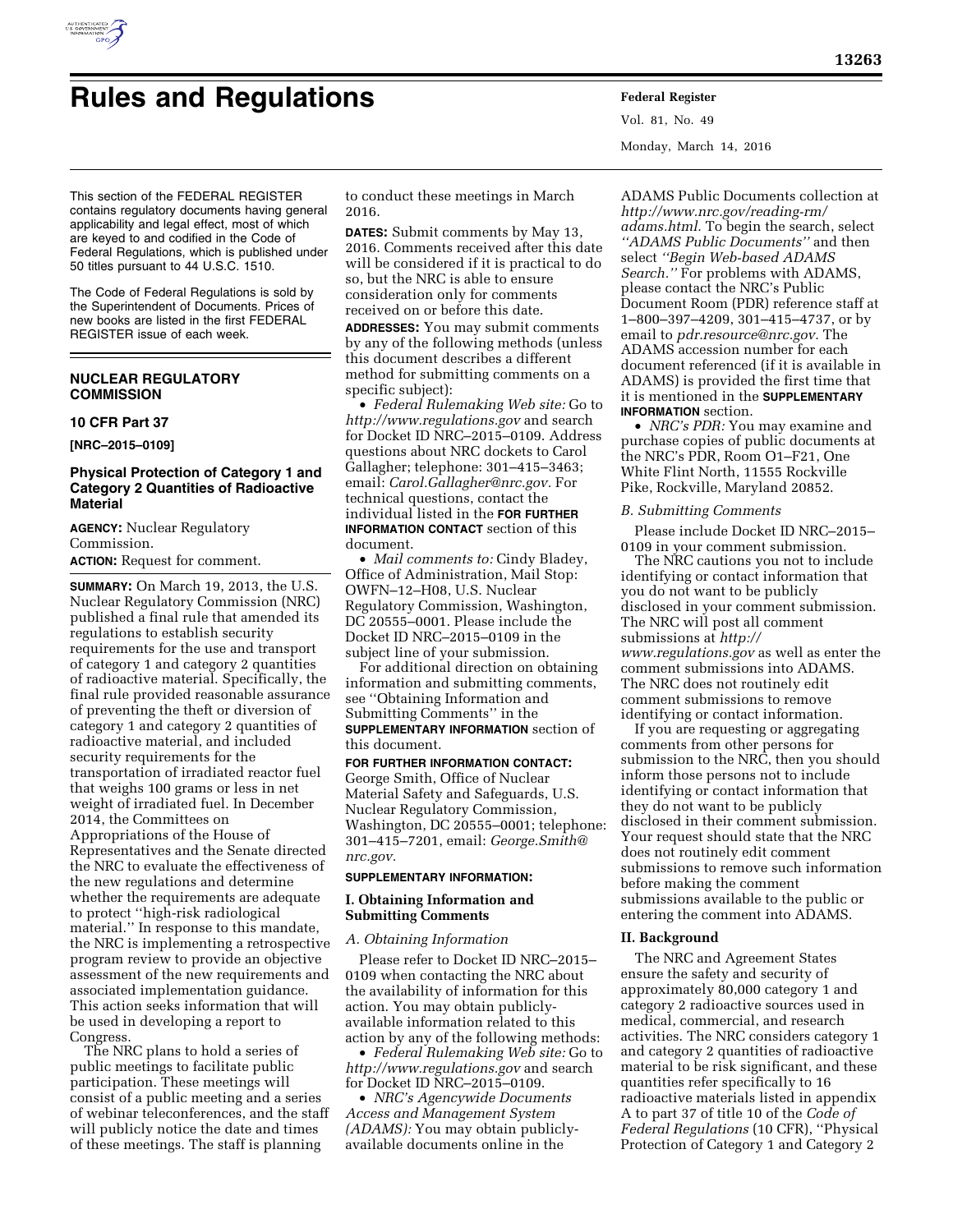# Rules and Regulations

This section of the FEDERAL REGISTER contains regulatory documents having general applicability and legal effect, most of which are keyed to and codified in the Code of Federal Regulations, which is published under 50 titles pursuant to 44 U.S.C. 1510.

The Code of Federal Regulations is sold by the Superintendent of Documents. Prices of new books are listed in the first FEDERAL REGISTER issue of each week.

## NUCLEAR REGULATORY COMMISSION

### 10 CFR Part 37

**[NRC–2015–0109]**

### Physical Protection of Category 1 and Category 2 Quantities of Radioactive Material

**AGENCY:** Nuclear Regulatory Commission.

**ACTION:** Request for comment.

**SUMMARY:** On March 19, 2013, the U.S. Nuclear Regulatory Commission (NRC) published a final rule that amended its regulations to establish security requirements for the use and transport of category 1 and category 2 quantities of radioactive material. Specifically, the final rule provided reasonable assurance of preventing the theft or diversion of category 1 and category 2 quantities of radioactive material, and included security requirements for the transportation of irradiated reactor fuel that weighs 100 grams or less in net weight of irradiated fuel. In December 2014, the Committees on Appropriations of the House of Representatives and the Senate directed the NRC to evaluate the effectiveness of the new regulations and determine whether the requirements are adequate to protect ''high-risk radiological material.'' In response to this mandate, the NRC is implementing a retrospective program review to provide an objective assessment of the new requirements and associated implementation guidance. This action seeks information that will be used in developing a report to Congress.

The NRC plans to hold a series of public meetings to facilitate public participation. These meetings will consist of a public meeting and a series of webinar teleconferences, and the staff will publicly notice the date and times of these meetings. The staff is planning to conduct these meetings in March 2016.

**DATES:** Submit comments by May 13, 2016. Comments received after this date will be considered if it is practical to do so, but the NRC is able to ensure consideration only for comments received on or before this date.

**ADDRESSES:** You may submit comments by any of the following methods (unless this document describes a different method for submitting comments on a specific subject):

- *Federal Rulemaking Web site:* Go to *http://www.regulations.gov* and search for Docket ID NRC–2015–0109. Address questions about NRC dockets to Carol Gallagher; telephone: 301–415–3463; email: *Carol.Gallagher@nrc.gov.* For technical questions, contact the individual listed in the **FOR FURTHER INFORMATION CONTACT** section of this document.
- *Mail comments to:* Cindy Bladey, Office of Administration, Mail Stop: OWFN–12–H08, U.S. Nuclear Regulatory Commission, Washington, DC 20555–0001. Please include the Docket ID NRC–2015–0109 in the subject line of your submission.

For additional direction on obtaining information and submitting comments, see ''Obtaining Information and Submitting Comments'' in the **SUPPLEMENTARY INFORMATION** section of this document.

**FOR FURTHER INFORMATION CONTACT:** George Smith, Office of Nuclear Material Safety and Safeguards, U.S. Nuclear Regulatory Commission, Washington, DC 20555–0001; telephone: 301–415–7201, email: *George.Smith@nrc.gov.*

**SUPPLEMENTARY INFORMATION:**

#### I. Obtaining Information and Submitting Comments

*A. Obtaining Information*

Please refer to Docket ID NRC–2015–0109 when contacting the NRC about the availability of information for this action. You may obtain publicly-available information related to this action by any of the following methods:

- *Federal Rulemaking Web site:* Go to *http://www.regulations.gov* and search for Docket ID NRC–2015–0109.
- *NRC's Agencywide Documents Access and Management System (ADAMS):* You may obtain publicly-available documents online in the ADAMS Public Documents collection at *http://www.nrc.gov/reading-rm/adams.html.* To begin the search, select *''ADAMS Public Documents''* and then select *''Begin Web-based ADAMS Search.''* For problems with ADAMS, please contact the NRC's Public Document Room (PDR) reference staff at 1–800–397–4209, 301–415–4737, or by email to *pdr.resource@nrc.gov.* The ADAMS accession number for each document referenced (if it is available in ADAMS) is provided the first time that it is mentioned in the **SUPPLEMENTARY INFORMATION** section.
- *NRC's PDR:* You may examine and purchase copies of public documents at the NRC's PDR, Room O1–F21, One White Flint North, 11555 Rockville Pike, Rockville, Maryland 20852.

*B. Submitting Comments*

Please include Docket ID NRC–2015–0109 in your comment submission.

The NRC cautions you not to include identifying or contact information that you do not want to be publicly disclosed in your comment submission. The NRC will post all comment submissions at *http://www.regulations.gov* as well as enter the comment submissions into ADAMS. The NRC does not routinely edit comment submissions to remove identifying or contact information.

If you are requesting or aggregating comments from other persons for submission to the NRC, then you should inform those persons not to include identifying or contact information that they do not want to be publicly disclosed in their comment submission. Your request should state that the NRC does not routinely edit comment submissions to remove such information before making the comment submissions available to the public or entering the comment into ADAMS.

#### II. Background

The NRC and Agreement States ensure the safety and security of approximately 80,000 category 1 and category 2 radioactive sources used in medical, commercial, and research activities. The NRC considers category 1 and category 2 quantities of radioactive material to be risk significant, and these quantities refer specifically to 16 radioactive materials listed in appendix A to part 37 of title 10 of the *Code of Federal Regulations* (10 CFR), ''Physical Protection of Category 1 and Category 2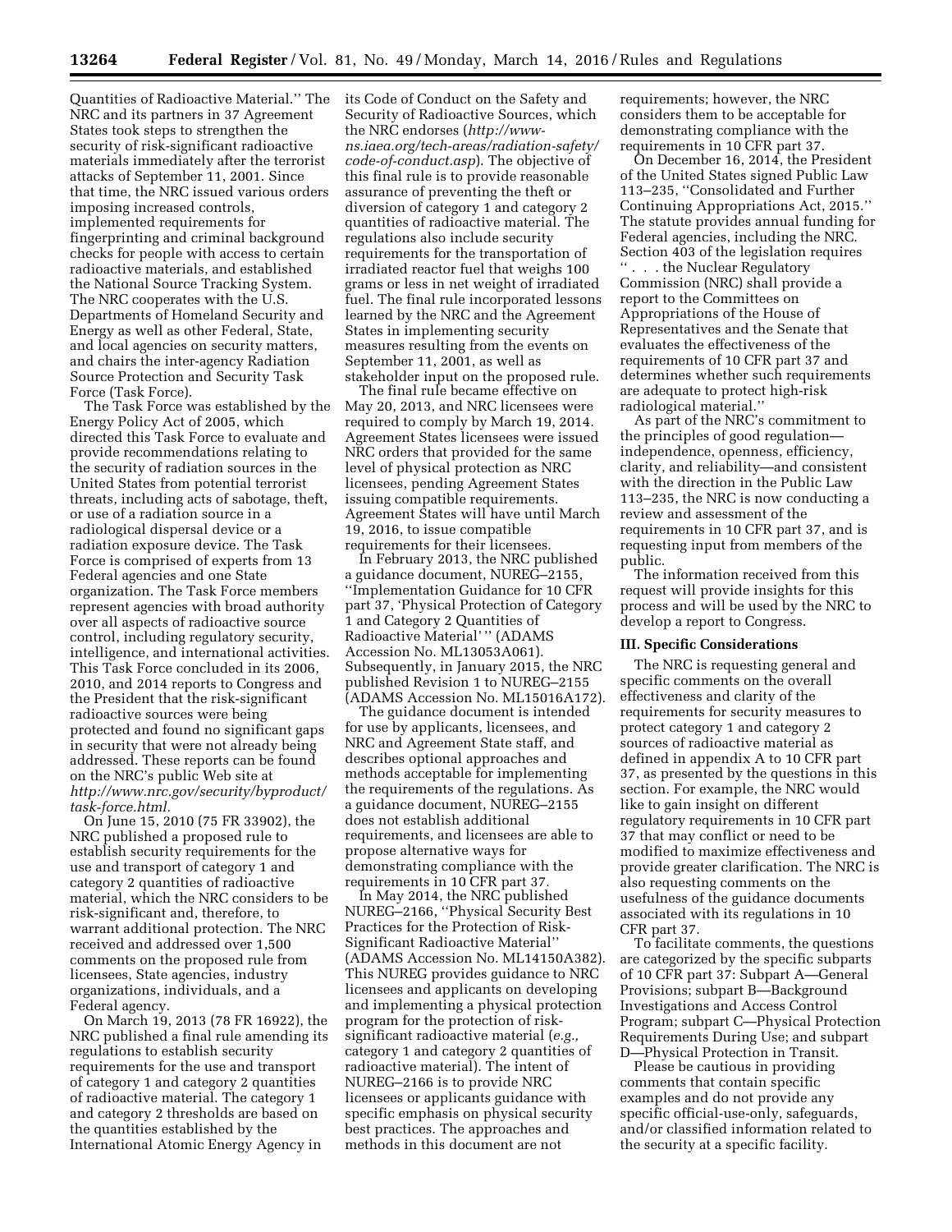Quantities of Radioactive Material.'' The NRC and its partners in 37 Agreement States took steps to strengthen the security of risk-significant radioactive materials immediately after the terrorist attacks of September 11, 2001. Since that time, the NRC issued various orders imposing increased controls, implemented requirements for fingerprinting and criminal background checks for people with access to certain radioactive materials, and established the National Source Tracking System. The NRC cooperates with the U.S. Departments of Homeland Security and Energy as well as other Federal, State, and local agencies on security matters, and chairs the inter-agency Radiation Source Protection and Security Task Force (Task Force).

The Task Force was established by the Energy Policy Act of 2005, which directed this Task Force to evaluate and provide recommendations relating to the security of radiation sources in the United States from potential terrorist threats, including acts of sabotage, theft, or use of a radiation source in a radiological dispersal device or a radiation exposure device. The Task Force is comprised of experts from 13 Federal agencies and one State organization. The Task Force members represent agencies with broad authority over all aspects of radioactive source control, including regulatory security, intelligence, and international activities. This Task Force concluded in its 2006, 2010, and 2014 reports to Congress and the President that the risk-significant radioactive sources were being protected and found no significant gaps in security that were not already being addressed. These reports can be found on the NRC's public Web site at *http://www.nrc.gov/security/byproduct/task-force.html.*

On June 15, 2010 (75 FR 33902), the NRC published a proposed rule to establish security requirements for the use and transport of category 1 and category 2 quantities of radioactive material, which the NRC considers to be risk-significant and, therefore, to warrant additional protection. The NRC received and addressed over 1,500 comments on the proposed rule from licensees, State agencies, industry organizations, individuals, and a Federal agency.

On March 19, 2013 (78 FR 16922), the NRC published a final rule amending its regulations to establish security requirements for the use and transport of category 1 and category 2 quantities of radioactive material. The category 1 and category 2 thresholds are based on the quantities established by the International Atomic Energy Agency in its Code of Conduct on the Safety and Security of Radioactive Sources, which the NRC endorses (*http://www-ns.iaea.org/tech-areas/radiation-safety/code-of-conduct.asp*). The objective of this final rule is to provide reasonable assurance of preventing the theft or diversion of category 1 and category 2 quantities of radioactive material. The regulations also include security requirements for the transportation of irradiated reactor fuel that weighs 100 grams or less in net weight of irradiated fuel. The final rule incorporated lessons learned by the NRC and the Agreement States in implementing security measures resulting from the events on September 11, 2001, as well as stakeholder input on the proposed rule.

The final rule became effective on May 20, 2013, and NRC licensees were required to comply by March 19, 2014. Agreement States licensees were issued NRC orders that provided for the same level of physical protection as NRC licensees, pending Agreement States issuing compatible requirements. Agreement States will have until March 19, 2016, to issue compatible requirements for their licensees.

In February 2013, the NRC published a guidance document, NUREG–2155, ''Implementation Guidance for 10 CFR part 37, 'Physical Protection of Category 1 and Category 2 Quantities of Radioactive Material' '' (ADAMS Accession No. ML13053A061). Subsequently, in January 2015, the NRC published Revision 1 to NUREG–2155 (ADAMS Accession No. ML15016A172).

The guidance document is intended for use by applicants, licensees, and NRC and Agreement State staff, and describes optional approaches and methods acceptable for implementing the requirements of the regulations. As a guidance document, NUREG–2155 does not establish additional requirements, and licensees are able to propose alternative ways for demonstrating compliance with the requirements in 10 CFR part 37.

In May 2014, the NRC published NUREG–2166, ''Physical Security Best Practices for the Protection of Risk-Significant Radioactive Material'' (ADAMS Accession No. ML14150A382). This NUREG provides guidance to NRC licensees and applicants on developing and implementing a physical protection program for the protection of risk-significant radioactive material (*e.g.,* category 1 and category 2 quantities of radioactive material). The intent of NUREG–2166 is to provide NRC licensees or applicants guidance with specific emphasis on physical security best practices. The approaches and methods in this document are not requirements; however, the NRC considers them to be acceptable for demonstrating compliance with the requirements in 10 CFR part 37.

On December 16, 2014, the President of the United States signed Public Law 113–235, ''Consolidated and Further Continuing Appropriations Act, 2015.'' The statute provides annual funding for Federal agencies, including the NRC. Section 403 of the legislation requires '' . . . the Nuclear Regulatory Commission (NRC) shall provide a report to the Committees on Appropriations of the House of Representatives and the Senate that evaluates the effectiveness of the requirements of 10 CFR part 37 and determines whether such requirements are adequate to protect high-risk radiological material.''

As part of the NRC's commitment to the principles of good regulation—independence, openness, efficiency, clarity, and reliability—and consistent with the direction in the Public Law 113–235, the NRC is now conducting a review and assessment of the requirements in 10 CFR part 37, and is requesting input from members of the public.

The information received from this request will provide insights for this process and will be used by the NRC to develop a report to Congress.

## III. Specific Considerations

The NRC is requesting general and specific comments on the overall effectiveness and clarity of the requirements for security measures to protect category 1 and category 2 sources of radioactive material as defined in appendix A to 10 CFR part 37, as presented by the questions in this section. For example, the NRC would like to gain insight on different regulatory requirements in 10 CFR part 37 that may conflict or need to be modified to maximize effectiveness and provide greater clarification. The NRC is also requesting comments on the usefulness of the guidance documents associated with its regulations in 10 CFR part 37.

To facilitate comments, the questions are categorized by the specific subparts of 10 CFR part 37: Subpart A—General Provisions; subpart B—Background Investigations and Access Control Program; subpart C—Physical Protection Requirements During Use; and subpart D—Physical Protection in Transit.

Please be cautious in providing comments that contain specific examples and do not provide any specific official-use-only, safeguards, and/or classified information related to the security at a specific facility.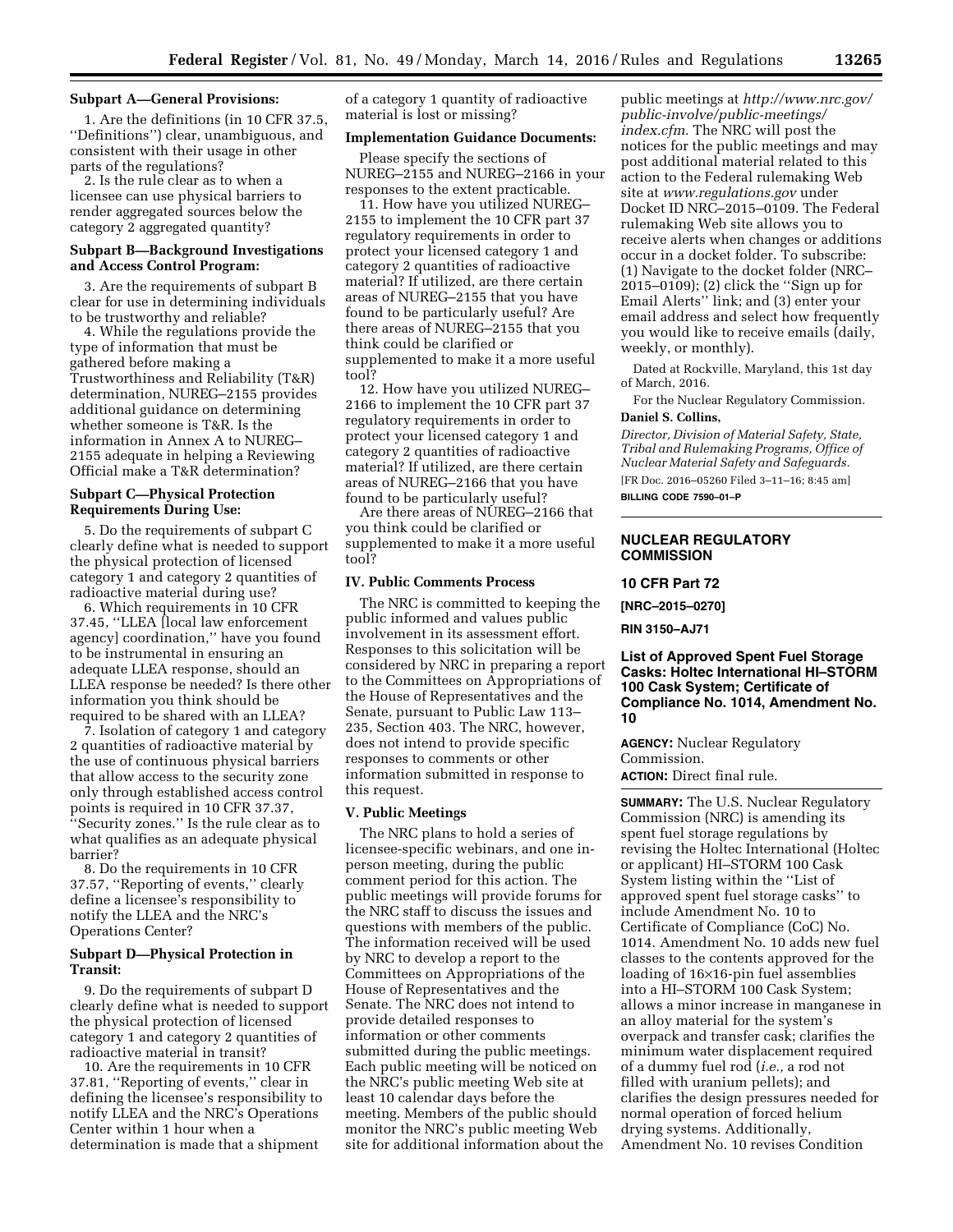**Subpart A—General Provisions:**

1. Are the definitions (in 10 CFR 37.5, ''Definitions'') clear, unambiguous, and consistent with their usage in other parts of the regulations?

2. Is the rule clear as to when a licensee can use physical barriers to render aggregated sources below the category 2 aggregated quantity?

**Subpart B—Background Investigations and Access Control Program:**

3. Are the requirements of subpart B clear for use in determining individuals to be trustworthy and reliable?

4. While the regulations provide the type of information that must be gathered before making a Trustworthiness and Reliability (T&R) determination, NUREG–2155 provides additional guidance on determining whether someone is T&R. Is the information in Annex A to NUREG–2155 adequate in helping a Reviewing Official make a T&R determination?

**Subpart C—Physical Protection Requirements During Use:**

5. Do the requirements of subpart C clearly define what is needed to support the physical protection of licensed category 1 and category 2 quantities of radioactive material during use?

6. Which requirements in 10 CFR 37.45, ''LLEA [local law enforcement agency] coordination,'' have you found to be instrumental in ensuring an adequate LLEA response, should an LLEA response be needed? Is there other information you think should be required to be shared with an LLEA?

7. Isolation of category 1 and category 2 quantities of radioactive material by the use of continuous physical barriers that allow access to the security zone only through established access control points is required in 10 CFR 37.37, ''Security zones.'' Is the rule clear as to what qualifies as an adequate physical barrier?

8. Do the requirements in 10 CFR 37.57, ''Reporting of events,'' clearly define a licensee's responsibility to notify the LLEA and the NRC's Operations Center?

**Subpart D—Physical Protection in Transit:**

9. Do the requirements of subpart D clearly define what is needed to support the physical protection of licensed category 1 and category 2 quantities of radioactive material in transit?

10. Are the requirements in 10 CFR 37.81, ''Reporting of events,'' clear in defining the licensee's responsibility to notify LLEA and the NRC's Operations Center within 1 hour when a determination is made that a shipment of a category 1 quantity of radioactive material is lost or missing?

**Implementation Guidance Documents:**

Please specify the sections of NUREG–2155 and NUREG–2166 in your responses to the extent practicable.

11. How have you utilized NUREG–2155 to implement the 10 CFR part 37 regulatory requirements in order to protect your licensed category 1 and category 2 quantities of radioactive material? If utilized, are there certain areas of NUREG–2155 that you have found to be particularly useful? Are there areas of NUREG–2155 that you think could be clarified or supplemented to make it a more useful tool?

12. How have you utilized NUREG–2166 to implement the 10 CFR part 37 regulatory requirements in order to protect your licensed category 1 and category 2 quantities of radioactive material? If utilized, are there certain areas of NUREG–2166 that you have found to be particularly useful?

Are there areas of NUREG–2166 that you think could be clarified or supplemented to make it a more useful tool?

## IV. Public Comments Process

The NRC is committed to keeping the public informed and values public involvement in its assessment effort. Responses to this solicitation will be considered by NRC in preparing a report to the Committees on Appropriations of the House of Representatives and the Senate, pursuant to Public Law 113–235, Section 403. The NRC, however, does not intend to provide specific responses to comments or other information submitted in response to this request.

## V. Public Meetings

The NRC plans to hold a series of licensee-specific webinars, and one in-person meeting, during the public comment period for this action. The public meetings will provide forums for the NRC staff to discuss the issues and questions with members of the public. The information received will be used by NRC to develop a report to the Committees on Appropriations of the House of Representatives and the Senate. The NRC does not intend to provide detailed responses to information or other comments submitted during the public meetings. Each public meeting will be noticed on the NRC's public meeting Web site at least 10 calendar days before the meeting. Members of the public should monitor the NRC's public meeting Web site for additional information about the public meetings at *http://www.nrc.gov/public-involve/public-meetings/index.cfm.* The NRC will post the notices for the public meetings and may post additional material related to this action to the Federal rulemaking Web site at *www.regulations.gov* under Docket ID NRC–2015–0109. The Federal rulemaking Web site allows you to receive alerts when changes or additions occur in a docket folder. To subscribe: (1) Navigate to the docket folder (NRC–2015–0109); (2) click the ''Sign up for Email Alerts'' link; and (3) enter your email address and select how frequently you would like to receive emails (daily, weekly, or monthly).

Dated at Rockville, Maryland, this 1st day of March, 2016.

For the Nuclear Regulatory Commission.

**Daniel S. Collins,**

*Director, Division of Material Safety, State, Tribal and Rulemaking Programs, Office of Nuclear Material Safety and Safeguards.*

[FR Doc. 2016–05260 Filed 3–11–16; 8:45 am]

**BILLING CODE 7590–01–P**

---

## NUCLEAR REGULATORY COMMISSION

**10 CFR Part 72**

**[NRC–2015–0270]**

**RIN 3150–AJ71**

## List of Approved Spent Fuel Storage Casks: Holtec International HI–STORM 100 Cask System; Certificate of Compliance No. 1014, Amendment No. 10

**AGENCY:** Nuclear Regulatory Commission.

**ACTION:** Direct final rule.

**SUMMARY:** The U.S. Nuclear Regulatory Commission (NRC) is amending its spent fuel storage regulations by revising the Holtec International (Holtec or applicant) HI–STORM 100 Cask System listing within the ''List of approved spent fuel storage casks'' to include Amendment No. 10 to Certificate of Compliance (CoC) No. 1014. Amendment No. 10 adds new fuel classes to the contents approved for the loading of 16×16-pin fuel assemblies into a HI–STORM 100 Cask System; allows a minor increase in manganese in an alloy material for the system's overpack and transfer cask; clarifies the minimum water displacement required of a dummy fuel rod (*i.e.,* a rod not filled with uranium pellets); and clarifies the design pressures needed for normal operation of forced helium drying systems. Additionally, Amendment No. 10 revises Condition